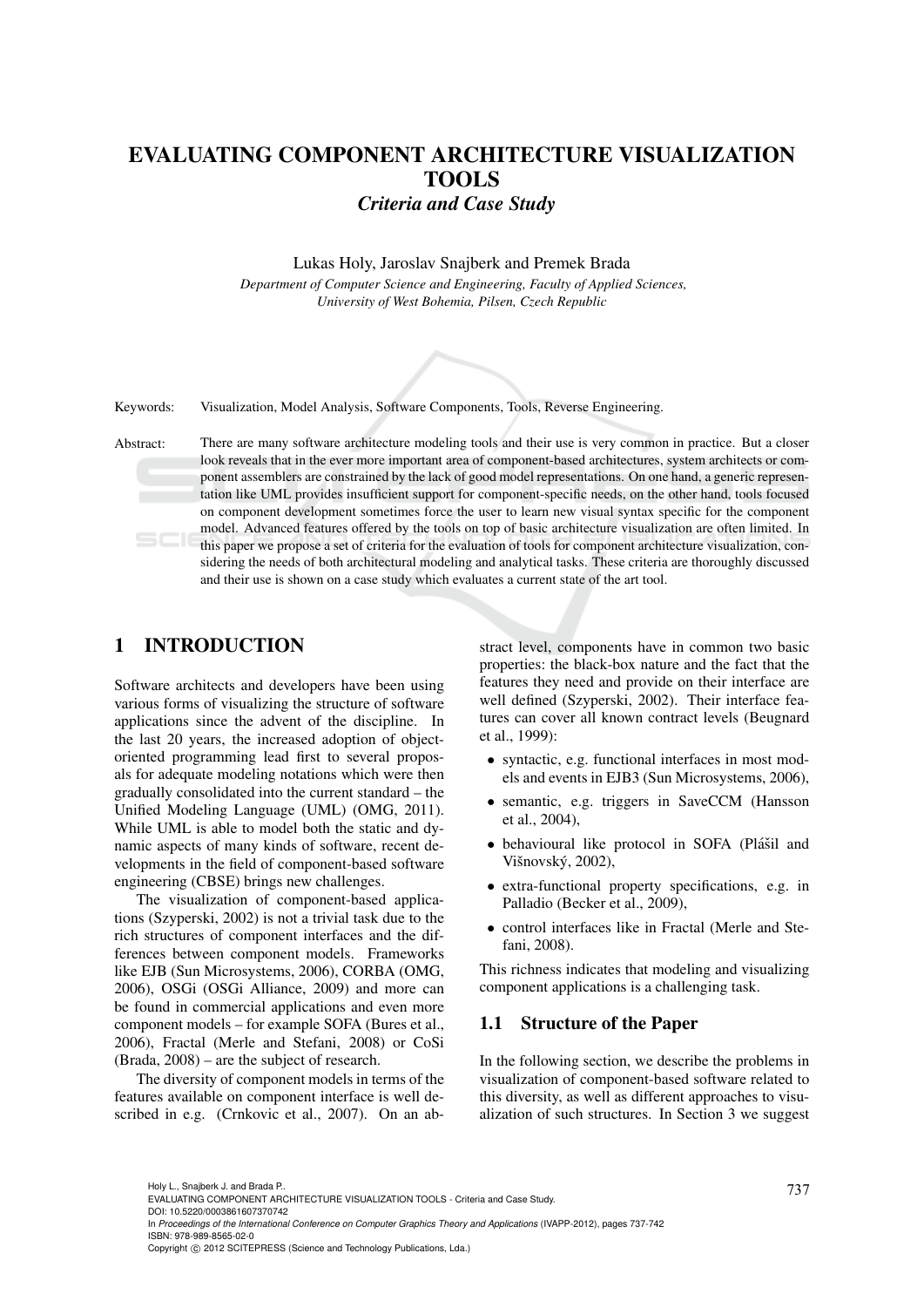# EVALUATING COMPONENT ARCHITECTURE VISUALIZATION TOOLS

## *Criteria and Case Study*

Lukas Holy, Jaroslav Snajberk and Premek Brada

*Department of Computer Science and Engineering, Faculty of Applied Sciences, University of West Bohemia, Pilsen, Czech Republic*

Keywords: Visualization, Model Analysis, Software Components, Tools, Reverse Engineering.

Abstract: There are many software architecture modeling tools and their use is very common in practice. But a closer look reveals that in the ever more important area of component-based architectures, system architects or component assemblers are constrained by the lack of good model representations. On one hand, a generic representation like UML provides insufficient support for component-specific needs, on the other hand, tools focused on component development sometimes force the user to learn new visual syntax specific for the component model. Advanced features offered by the tools on top of basic architecture visualization are often limited. In this paper we propose a set of criteria for the evaluation of tools for component architecture visualization, considering the needs of both architectural modeling and analytical tasks. These criteria are thoroughly discussed and their use is shown on a case study which evaluates a current state of the art tool.

## 1 INTRODUCTION

Software architects and developers have been using various forms of visualizing the structure of software applications since the advent of the discipline. In the last 20 years, the increased adoption of object-oriented programming lead first to several proposals for adequate modeling notations which were then gradually consolidated into the current standard – the Unified Modeling Language (UML) (OMG, 2011). While UML is able to model both the static and dynamic aspects of many kinds of software, recent developments in the field of component-based software engineering (CBSE) brings new challenges.

The visualization of component-based applications (Szyperski, 2002) is not a trivial task due to the rich structures of component interfaces and the differences between component models. Frameworks like EJB (Sun Microsystems, 2006), CORBA (OMG, 2006), OSGi (OSGi Alliance, 2009) and more can be found in commercial applications and even more component models – for example SOFA (Bures et al., 2006), Fractal (Merle and Stefani, 2008) or CoSi (Brada, 2008) – are the subject of research.

The diversity of component models in terms of the features available on component interface is well described in e.g. (Crnkovic et al., 2007). On an abstract level, components have in common two basic properties: the black-box nature and the fact that the features they need and provide on their interface are well defined (Szyperski, 2002). Their interface features can cover all known contract levels (Beugnard et al., 1999):

- syntactic, e.g. functional interfaces in most models and events in EJB3 (Sun Microsystems, 2006),
- semantic, e.g. triggers in SaveCCM (Hansson et al., 2004),
- behavioural like protocol in SOFA (Plášil and Višnovský, 2002),
- extra-functional property specifications, e.g. in Palladio (Becker et al., 2009),
- control interfaces like in Fractal (Merle and Stefani, 2008).

This richness indicates that modeling and visualizing component applications is a challenging task.

### 1.1 Structure of the Paper

In the following section, we describe the problems in visualization of component-based software related to this diversity, as well as different approaches to visualization of such structures. In Section 3 we suggest

Holy L., Snajberk J. and Brada P..
EVALUATING COMPONENT ARCHITECTURE VISUALIZATION TOOLS - Criteria and Case Study.
DOI: 10.5220/0003861607370742
In *Proceedings of the International Conference on Computer Graphics Theory and Applications* (IVAPP-2012), pages 737-742
ISBN: 978-989-8565-02-0
Copyright © 2012 SCITEPRESS (Science and Technology Publications, Lda.)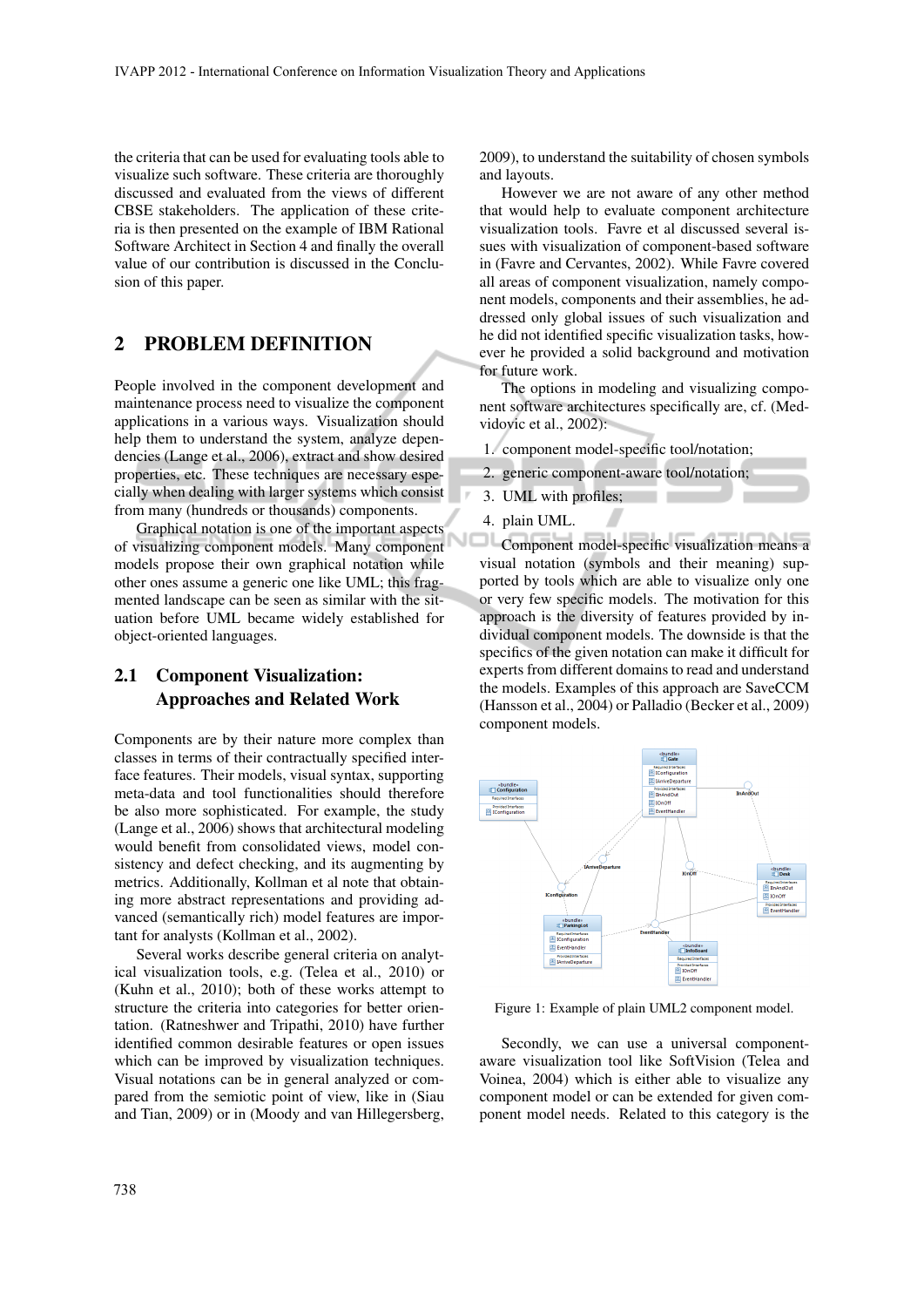the criteria that can be used for evaluating tools able to visualize such software. These criteria are thoroughly discussed and evaluated from the views of different CBSE stakeholders. The application of these criteria is then presented on the example of IBM Rational Software Architect in Section 4 and finally the overall value of our contribution is discussed in the Conclusion of this paper.

## 2 PROBLEM DEFINITION

People involved in the component development and maintenance process need to visualize the component applications in a various ways. Visualization should help them to understand the system, analyze dependencies (Lange et al., 2006), extract and show desired properties, etc. These techniques are necessary especially when dealing with larger systems which consist from many (hundreds or thousands) components.

Graphical notation is one of the important aspects of visualizing component models. Many component models propose their own graphical notation while other ones assume a generic one like UML; this fragmented landscape can be seen as similar with the situation before UML became widely established for object-oriented languages.

### 2.1 Component Visualization: Approaches and Related Work

Components are by their nature more complex than classes in terms of their contractually specified interface features. Their models, visual syntax, supporting meta-data and tool functionalities should therefore be also more sophisticated. For example, the study (Lange et al., 2006) shows that architectural modeling would benefit from consolidated views, model consistency and defect checking, and its augmenting by metrics. Additionally, Kollman et al note that obtaining more abstract representations and providing advanced (semantically rich) model features are important for analysts (Kollman et al., 2002).

Several works describe general criteria on analytical visualization tools, e.g. (Telea et al., 2010) or (Kuhn et al., 2010); both of these works attempt to structure the criteria into categories for better orientation. (Ratneshwer and Tripathi, 2010) have further identified common desirable features or open issues which can be improved by visualization techniques. Visual notations can be in general analyzed or compared from the semiotic point of view, like in (Siau and Tian, 2009) or in (Moody and van Hillegersberg, 2009), to understand the suitability of chosen symbols and layouts.

However we are not aware of any other method that would help to evaluate component architecture visualization tools. Favre et al discussed several issues with visualization of component-based software in (Favre and Cervantes, 2002). While Favre covered all areas of component visualization, namely component models, components and their assemblies, he addressed only global issues of such visualization and he did not identified specific visualization tasks, however he provided a solid background and motivation for future work.

The options in modeling and visualizing component software architectures specifically are, cf. (Medvidovic et al., 2002):

1. component model-specific tool/notation;
2. generic component-aware tool/notation;
3. UML with profiles;
4. plain UML.

Component model-specific visualization means a visual notation (symbols and their meaning) supported by tools which are able to visualize only one or very few specific models. The motivation for this approach is the diversity of features provided by individual component models. The downside is that the specifics of the given notation can make it difficult for experts from different domains to read and understand the models. Examples of this approach are SaveCCM (Hansson et al., 2004) or Palladio (Becker et al., 2009) component models.

Figure 1: Example of plain UML2 component model.

Secondly, we can use a universal component-aware visualization tool like SoftVision (Telea and Voinea, 2004) which is either able to visualize any component model or can be extended for given component model needs. Related to this category is the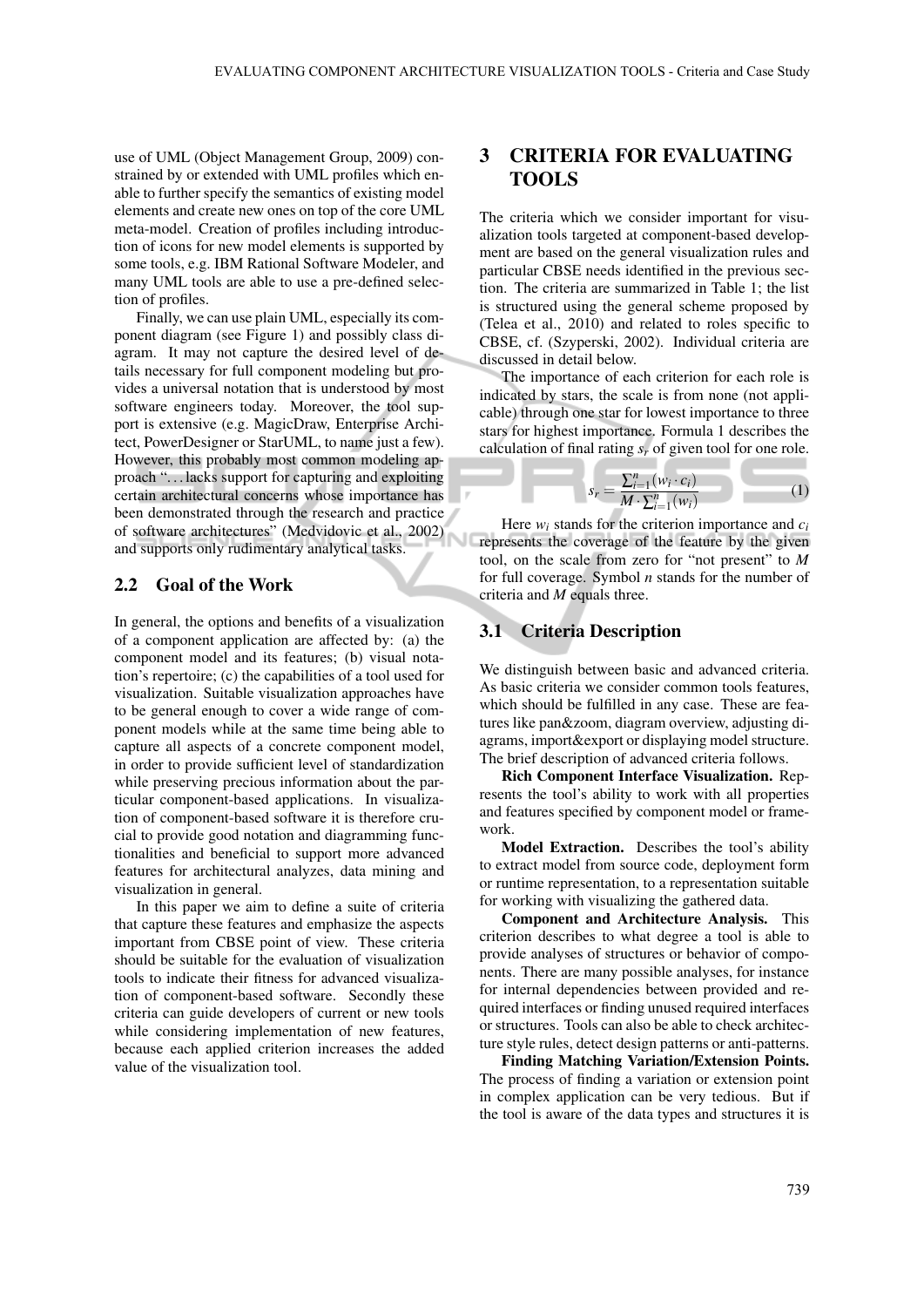use of UML (Object Management Group, 2009) constrained by or extended with UML profiles which enable to further specify the semantics of existing model elements and create new ones on top of the core UML meta-model. Creation of profiles including introduction of icons for new model elements is supported by some tools, e.g. IBM Rational Software Modeler, and many UML tools are able to use a pre-defined selection of profiles.

Finally, we can use plain UML, especially its component diagram (see Figure 1) and possibly class diagram. It may not capture the desired level of details necessary for full component modeling but provides a universal notation that is understood by most software engineers today. Moreover, the tool support is extensive (e.g. MagicDraw, Enterprise Architect, PowerDesigner or StarUML, to name just a few). However, this probably most common modeling approach "…lacks support for capturing and exploiting certain architectural concerns whose importance has been demonstrated through the research and practice of software architectures" (Medvidovic et al., 2002) and supports only rudimentary analytical tasks.

### 2.2 Goal of the Work

In general, the options and benefits of a visualization of a component application are affected by: (a) the component model and its features; (b) visual notation's repertoire; (c) the capabilities of a tool used for visualization. Suitable visualization approaches have to be general enough to cover a wide range of component models while at the same time being able to capture all aspects of a concrete component model, in order to provide sufficient level of standardization while preserving precious information about the particular component-based applications. In visualization of component-based software it is therefore crucial to provide good notation and diagramming functionalities and beneficial to support more advanced features for architectural analyzes, data mining and visualization in general.

In this paper we aim to define a suite of criteria that capture these features and emphasize the aspects important from CBSE point of view. These criteria should be suitable for the evaluation of visualization tools to indicate their fitness for advanced visualization of component-based software. Secondly these criteria can guide developers of current or new tools while considering implementation of new features, because each applied criterion increases the added value of the visualization tool.

## 3 CRITERIA FOR EVALUATING TOOLS

The criteria which we consider important for visualization tools targeted at component-based development are based on the general visualization rules and particular CBSE needs identified in the previous section. The criteria are summarized in Table 1; the list is structured using the general scheme proposed by (Telea et al., 2010) and related to roles specific to CBSE, cf. (Szyperski, 2002). Individual criteria are discussed in detail below.

The importance of each criterion for each role is indicated by stars, the scale is from none (not applicable) through one star for lowest importance to three stars for highest importance. Formula 1 describes the calculation of final rating $s_r$ of given tool for one role.

$$s_r = \frac{\sum_{i=1}^{n}(w_i \cdot c_i)}{M \cdot \sum_{i=1}^{n}(w_i)} \quad (1)$$

Here $w_i$ stands for the criterion importance and $c_i$ represents the coverage of the feature by the given tool, on the scale from zero for "not present" to $M$ for full coverage. Symbol $n$ stands for the number of criteria and $M$ equals three.

### 3.1 Criteria Description

We distinguish between basic and advanced criteria. As basic criteria we consider common tools features, which should be fulfilled in any case. These are features like pan&zoom, diagram overview, adjusting diagrams, import&export or displaying model structure. The brief description of advanced criteria follows.

**Rich Component Interface Visualization.** Represents the tool's ability to work with all properties and features specified by component model or framework.

**Model Extraction.** Describes the tool's ability to extract model from source code, deployment form or runtime representation, to a representation suitable for working with visualizing the gathered data.

**Component and Architecture Analysis.** This criterion describes to what degree a tool is able to provide analyses of structures or behavior of components. There are many possible analyses, for instance for internal dependencies between provided and required interfaces or finding unused required interfaces or structures. Tools can also be able to check architecture style rules, detect design patterns or anti-patterns.

**Finding Matching Variation/Extension Points.** The process of finding a variation or extension point in complex application can be very tedious. But if the tool is aware of the data types and structures it is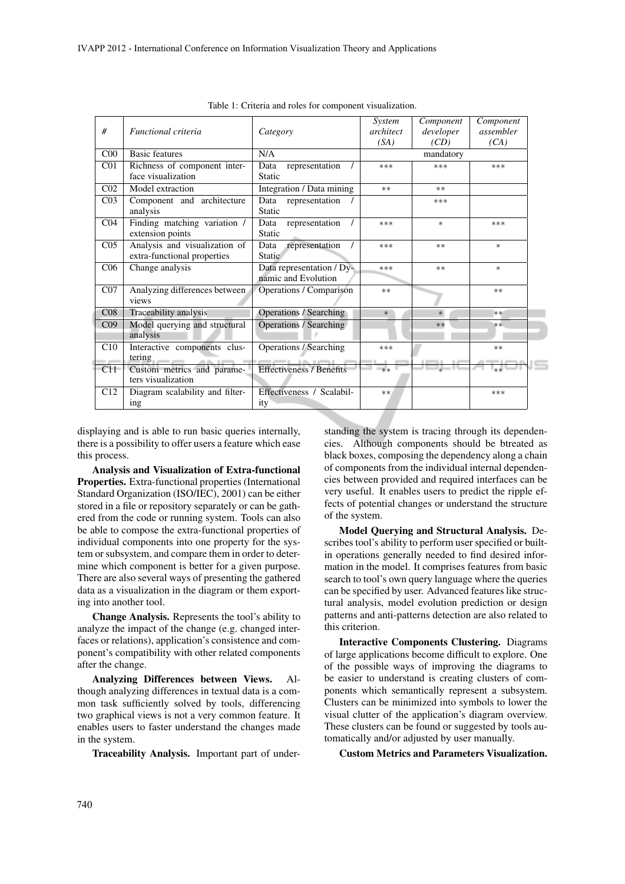Table 1: Criteria and roles for component visualization.

| # | *Functional criteria* | *Category* | *System architect (SA)* | *Component developer (CD)* | *Component assembler (CA)* |
|---|---|---|---|---|---|
| C00 | Basic features | N/A | | mandatory | |
| C01 | Richness of component interface visualization | Data representation / Static | *** | *** | *** |
| C02 | Model extraction | Integration / Data mining | ** | ** | |
| C03 | Component and architecture analysis | Data representation / Static | | *** | |
| C04 | Finding matching variation / extension points | Data representation / Static | *** | * | *** |
| C05 | Analysis and visualization of extra-functional properties | Data representation / Static | *** | ** | * |
| C06 | Change analysis | Data representation / Dynamic and Evolution | *** | ** | * |
| C07 | Analyzing differences between views | Operations / Comparison | ** | | ** |
| C08 | Traceability analysis | Operations / Searching | * | * | ** |
| C09 | Model querying and structural analysis | Operations / Searching | | ** | ** |
| C10 | Interactive components clustering | Operations / Searching | *** | | ** |
| C11 | Custom metrics and parameters visualization | Effectiveness / Benefits | ** | * | ** |
| C12 | Diagram scalability and filtering | Effectiveness / Scalability | ** | | *** |

displaying and is able to run basic queries internally, there is a possibility to offer users a feature which ease this process.

**Analysis and Visualization of Extra-functional Properties.** Extra-functional properties (International Standard Organization (ISO/IEC), 2001) can be either stored in a file or repository separately or can be gathered from the code or running system. Tools can also be able to compose the extra-functional properties of individual components into one property for the system or subsystem, and compare them in order to determine which component is better for a given purpose. There are also several ways of presenting the gathered data as a visualization in the diagram or them exporting into another tool.

**Change Analysis.** Represents the tool's ability to analyze the impact of the change (e.g. changed interfaces or relations), application's consistence and component's compatibility with other related components after the change.

**Analyzing Differences between Views.** Although analyzing differences in textual data is a common task sufficiently solved by tools, differencing two graphical views is not a very common feature. It enables users to faster understand the changes made in the system.

**Traceability Analysis.** Important part of understanding the system is tracing through its dependencies. Although components should be btreated as black boxes, composing the dependency along a chain of components from the individual internal dependencies between provided and required interfaces can be very useful. It enables users to predict the ripple effects of potential changes or understand the structure of the system.

**Model Querying and Structural Analysis.** Describes tool's ability to perform user specified or built-in operations generally needed to find desired information in the model. It comprises features from basic search to tool's own query language where the queries can be specified by user. Advanced features like structural analysis, model evolution prediction or design patterns and anti-patterns detection are also related to this criterion.

**Interactive Components Clustering.** Diagrams of large applications become difficult to explore. One of the possible ways of improving the diagrams to be easier to understand is creating clusters of components which semantically represent a subsystem. Clusters can be minimized into symbols to lower the visual clutter of the application's diagram overview. These clusters can be found or suggested by tools automatically and/or adjusted by user manually.

**Custom Metrics and Parameters Visualization.**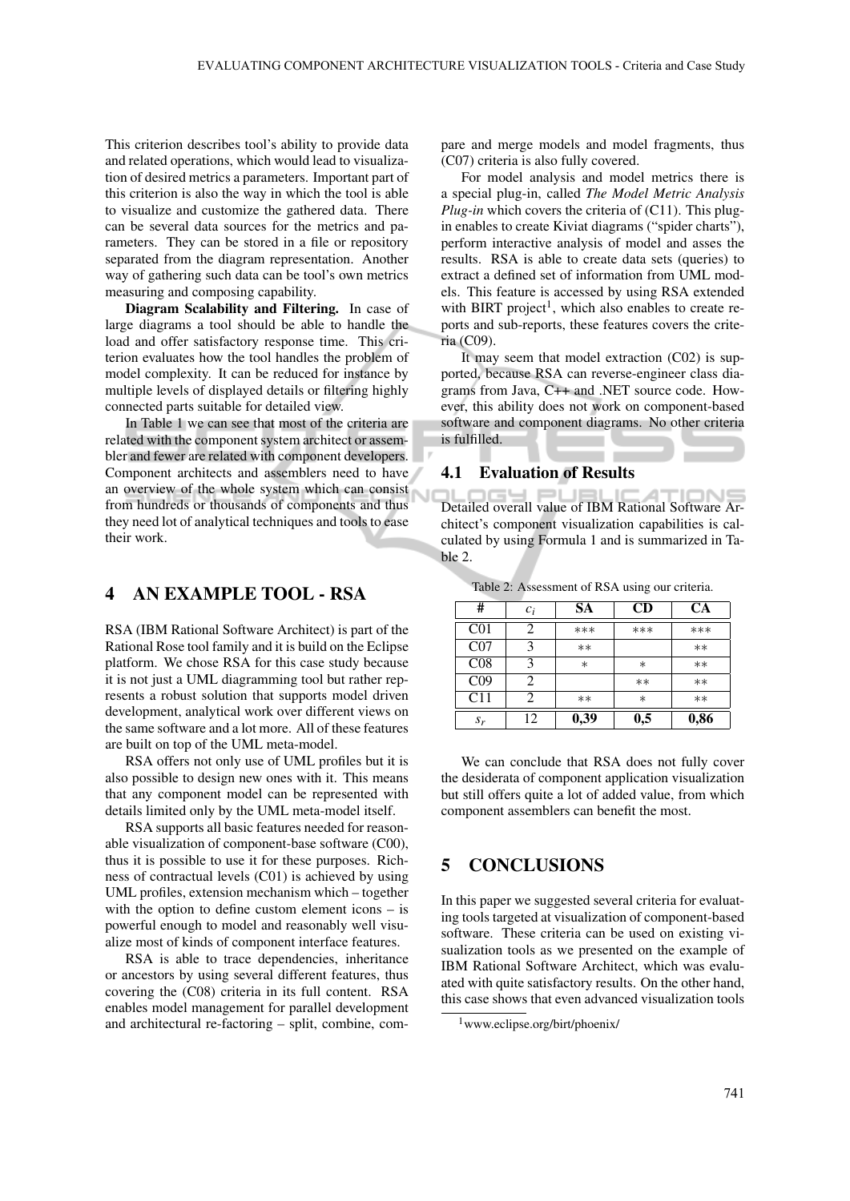This criterion describes tool's ability to provide data and related operations, which would lead to visualization of desired metrics a parameters. Important part of this criterion is also the way in which the tool is able to visualize and customize the gathered data. There can be several data sources for the metrics and parameters. They can be stored in a file or repository separated from the diagram representation. Another way of gathering such data can be tool's own metrics measuring and composing capability.

**Diagram Scalability and Filtering.** In case of large diagrams a tool should be able to handle the load and offer satisfactory response time. This criterion evaluates how the tool handles the problem of model complexity. It can be reduced for instance by multiple levels of displayed details or filtering highly connected parts suitable for detailed view.

In Table 1 we can see that most of the criteria are related with the component system architect or assembler and fewer are related with component developers. Component architects and assemblers need to have an overview of the whole system which can consist from hundreds or thousands of components and thus they need lot of analytical techniques and tools to ease their work.

## 4 AN EXAMPLE TOOL - RSA

RSA (IBM Rational Software Architect) is part of the Rational Rose tool family and it is build on the Eclipse platform. We chose RSA for this case study because it is not just a UML diagramming tool but rather represents a robust solution that supports model driven development, analytical work over different views on the same software and a lot more. All of these features are built on top of the UML meta-model.

RSA offers not only use of UML profiles but it is also possible to design new ones with it. This means that any component model can be represented with details limited only by the UML meta-model itself.

RSA supports all basic features needed for reasonable visualization of component-base software (C00), thus it is possible to use it for these purposes. Richness of contractual levels (C01) is achieved by using UML profiles, extension mechanism which – together with the option to define custom element icons – is powerful enough to model and reasonably well visualize most of kinds of component interface features.

RSA is able to trace dependencies, inheritance or ancestors by using several different features, thus covering the (C08) criteria in its full content. RSA enables model management for parallel development and architectural re-factoring – split, combine, compare and merge models and model fragments, thus (C07) criteria is also fully covered.

For model analysis and model metrics there is a special plug-in, called *The Model Metric Analysis Plug-in* which covers the criteria of (C11). This plug-in enables to create Kiviat diagrams ("spider charts"), perform interactive analysis of model and asses the results. RSA is able to create data sets (queries) to extract a defined set of information from UML models. This feature is accessed by using RSA extended with BIRT project[1], which also enables to create reports and sub-reports, these features covers the criteria (C09).

It may seem that model extraction (C02) is supported, because RSA can reverse-engineer class diagrams from Java, C++ and .NET source code. However, this ability does not work on component-based software and component diagrams. No other criteria is fulfilled.

### 4.1 Evaluation of Results

Detailed overall value of IBM Rational Software Architect's component visualization capabilities is calculated by using Formula 1 and is summarized in Table 2.

Table 2: Assessment of RSA using our criteria.

| # | $c_i$ | SA | CD | CA |
|---|---|---|---|---|
| C01 | 2 | *** | *** | *** |
| C07 | 3 | ** | | ** |
| C08 | 3 | * | * | ** |
| C09 | 2 | | ** | ** |
| C11 | 2 | ** | * | ** |
| $s_r$ | 12 | **0,39** | **0,5** | **0,86** |

We can conclude that RSA does not fully cover the desiderata of component application visualization but still offers quite a lot of added value, from which component assemblers can benefit the most.

## 5 CONCLUSIONS

In this paper we suggested several criteria for evaluating tools targeted at visualization of component-based software. These criteria can be used on existing visualization tools as we presented on the example of IBM Rational Software Architect, which was evaluated with quite satisfactory results. On the other hand, this case shows that even advanced visualization tools

[1] www.eclipse.org/birt/phoenix/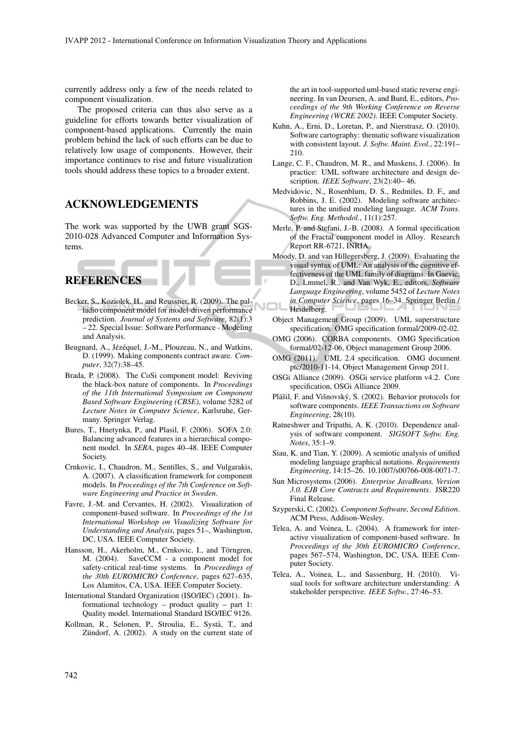currently address only a few of the needs related to component visualization.

The proposed criteria can thus also serve as a guideline for efforts towards better visualization of component-based applications. Currently the main problem behind the lack of such efforts can be due to relatively low usage of components. However, their importance continues to rise and future visualization tools should address these topics to a broader extent.

## ACKNOWLEDGEMENTS

The work was supported by the UWB grant SGS-2010-028 Advanced Computer and Information Systems.

## REFERENCES

Becker, S., Koziolek, H., and Reussner, R. (2009). The palladio component model for model-driven performance prediction. *Journal of Systems and Software*, 82(1):3 – 22. Special Issue: Software Performance - Modeling and Analysis.

Beugnard, A., Jézéquel, J.-M., Plouzeau, N., and Watkins, D. (1999). Making components contract aware. *Computer*, 32(7):38–45.

Brada, P. (2008). The CoSi component model: Reviving the black-box nature of components. In *Proceedings of the 11th International Symposium on Component Based Software Engineering (CBSE)*, volume 5282 of *Lecture Notes in Computer Science*, Karlsruhe, Germany. Springer Verlag.

Bures, T., Hnetynka, P., and Plasil, F. (2006). SOFA 2.0: Balancing advanced features in a hierarchical component model. In *SERA*, pages 40–48. IEEE Computer Society.

Crnkovic, I., Chaudron, M., Sentilles, S., and Vulgarakis, A. (2007). A classification framework for component models. In *Proceedings of the 7th Conference on Software Engineering and Practice in Sweden*.

Favre, J.-M. and Cervantes, H. (2002). Visualization of component-based software. In *Proceedings of the 1st International Workshop on Visualizing Software for Understanding and Analysis*, pages 51–, Washington, DC, USA. IEEE Computer Society.

Hansson, H., Akerholm, M., Crnkovic, I., and Törngren, M. (2004). SaveCCM - a component model for safety-critical real-time systems. In *Proceedings of the 30th EUROMICRO Conference*, pages 627–635, Los Alamitos, CA, USA. IEEE Computer Society.

International Standard Organization (ISO/IEC) (2001). Informational technology – product quality – part 1: Quality model. International Standard ISO/IEC 9126.

Kollman, R., Selonen, P., Stroulia, E., Systä, T., and Zündorf, A. (2002). A study on the current state of the art in tool-supported uml-based static reverse engineering. In van Deursen, A. and Burd, E., editors, *Proceedings of the 9th Working Conference on Reverse Engineering (WCRE 2002)*. IEEE Computer Society.

Kuhn, A., Erni, D., Loretan, P., and Nierstrasz, O. (2010). Software cartography: thematic software visualization with consistent layout. *J. Softw. Maint. Evol.*, 22:191–210.

Lange, C. F., Chaudron, M. R., and Muskens, J. (2006). In practice: UML software architecture and design description. *IEEE Software*, 23(2):40– 46.

Medvidovic, N., Rosenblum, D. S., Redmiles, D. F., and Robbins, J. E. (2002). Modeling software architectures in the unified modeling language. *ACM Trans. Softw. Eng. Methodol.*, 11(1):257.

Merle, P. and Stefani, J.-B. (2008). A formal specification of the Fractal component model in Alloy. Research Report RR-6721, INRIA.

Moody, D. and van Hillegersberg, J. (2009). Evaluating the visual syntax of UML: An analysis of the cognitive effectiveness of the UML family of diagrams. In Gaevic, D., Lmmel, R., and Van Wyk, E., editors, *Software Language Engineering*, volume 5452 of *Lecture Notes in Computer Science*, pages 16–34. Springer Berlin / Heidelberg.

Object Management Group (2009). UML superstructure specification. OMG specification formal/2009-02-02.

OMG (2006). CORBA components. OMG Specification formal/02-12-06, Object management Group 2006.

OMG (2011). UML 2.4 specification. OMG document ptc/2010-11-14, Object Management Group 2011.

OSGi Alliance (2009). OSGi service platform v4.2. Core specification, OSGi Alliance 2009.

Plášil, F. and Višnovský, S. (2002). Behavior protocols for software components. *IEEE Transactions on Software Engineering*, 28(10).

Ratneshwer and Tripathi, A. K. (2010). Dependence analysis of software component. *SIGSOFT Softw. Eng. Notes*, 35:1–9.

Siau, K. and Tian, Y. (2009). A semiotic analysis of unified modeling language graphical notations. *Requirements Engineering*, 14:15–26. 10.1007/s00766-008-0071-7.

Sun Microsystems (2006). *Enterprise JavaBeans, Version 3.0. EJB Core Contracts and Requirements*. JSR220 Final Release.

Szyperski, C. (2002). *Component Software, Second Edition*. ACM Press, Addison-Wesley.

Telea, A. and Voinea, L. (2004). A framework for interactive visualization of component-based software. In *Proceedings of the 30th EUROMICRO Conference*, pages 567–574, Washington, DC, USA. IEEE Computer Society.

Telea, A., Voinea, L., and Sassenburg, H. (2010). Visual tools for software architecture understanding: A stakeholder perspective. *IEEE Softw.*, 27:46–53.